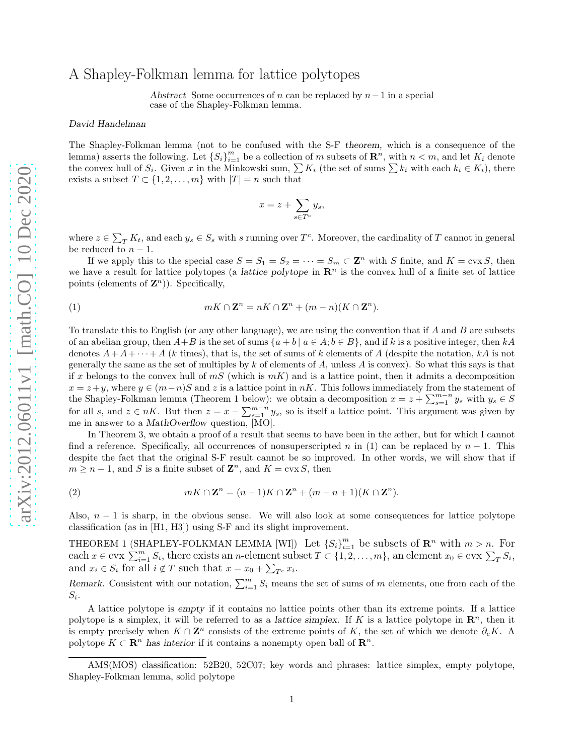# A Shapley-Folkman lemma for lattice polytopes

*Abstract* Some occurrences of $n$ can be replaced by $n-1$ in a special case of the Shapley-Folkman lemma.

*David Handelman*

The Shapley-Folkman lemma (not to be confused with the S-F *theorem*, which is a consequence of the lemma) asserts the following. Let $\{S_i\}_{i=1}^m$ be a collection of $m$ subsets of $\mathbf{R}^n$, with $n < m$, and let $K_i$ denote the convex hull of $S_i$. Given $x$ in the Minkowski sum, $\sum K_i$ (the set of sums $\sum k_i$ with each $k_i \in K_i$), there exists a subset $T \subset \{1, 2, \ldots, m\}$ with $|T| = n$ such that

$$x = z + \sum_{s \in T^c} y_s,$$

where $z \in \sum_T K_t$, and each $y_s \in S_s$ with $s$ running over $T^c$. Moreover, the cardinality of $T$ cannot in general be reduced to $n-1$.

If we apply this to the special case $S = S_1 = S_2 = \cdots = S_m \subset \mathbf{Z}^n$ with $S$ finite, and $K = \operatorname{cvx} S$, then we have a result for lattice polytopes (a *lattice polytope* in $\mathbf{R}^n$ is the convex hull of a finite set of lattice points (elements of $\mathbf{Z}^n$)). Specifically,

$$mK \cap \mathbf{Z}^n = nK \cap \mathbf{Z}^n + (m-n)(K \cap \mathbf{Z}^n). \tag{1}$$

To translate this to English (or any other language), we are using the convention that if $A$ and $B$ are subsets of an abelian group, then $A+B$ is the set of sums $\{a+b \mid a \in A; b \in B\}$, and if $k$ is a positive integer, then $kA$ denotes $A + A + \cdots + A$ ($k$ times), that is, the set of sums of $k$ elements of $A$ (despite the notation, $kA$ is not generally the same as the set of multiples by $k$ of elements of $A$, unless $A$ is convex). So what this says is that if $x$ belongs to the convex hull of $mS$ (which is $mK$) and is a lattice point, then it admits a decomposition $x = z + y$, where $y \in (m-n)S$ and $z$ is a lattice point in $nK$. This follows immediately from the statement of the Shapley-Folkman lemma (Theorem 1 below): we obtain a decomposition $x = z + \sum_{s=1}^{m-n} y_s$ with $y_s \in S$ for all $s$, and $z \in nK$. But then $z = x - \sum_{s=1}^{m-n} y_s$, so is itself a lattice point. This argument was given by me in answer to a *MathOverflow* question, [MO].

In Theorem 3, we obtain a proof of a result that seems to have been in the æther, but for which I cannot find a reference. Specifically, all occurrences of nonsuperscripted $n$ in (1) can be replaced by $n-1$. This despite the fact that the original S-F result cannot be so improved. In other words, we will show that if $m \geq n-1$, and $S$ is a finite subset of $\mathbf{Z}^n$, and $K = \operatorname{cvx} S$, then

$$mK \cap \mathbf{Z}^n = (n-1)K \cap \mathbf{Z}^n + (m-n+1)(K \cap \mathbf{Z}^n). \tag{2}$$

Also, $n-1$ is sharp, in the obvious sense. We will also look at some consequences for lattice polytope classification (as in [H1, H3]) using S-F and its slight improvement.

THEOREM 1 (SHAPLEY-FOLKMAN LEMMA [WI]) Let $\{S_i\}_{i=1}^m$ be subsets of $\mathbf{R}^n$ with $m > n$. For each $x \in \operatorname{cvx} \sum_{i=1}^m S_i$, there exists an $n$-element subset $T \subset \{1, 2, \ldots, m\}$, an element $x_0 \in \operatorname{cvx} \sum_T S_i$, and $x_i \in S_i$ for all $i \notin T$ such that $x = x_0 + \sum_{T^c} x_i$.

*Remark.* Consistent with our notation, $\sum_{i=1}^m S_i$ means the set of sums of $m$ elements, one from each of the $S_i$.

A lattice polytope is *empty* if it contains no lattice points other than its extreme points. If a lattice polytope is a simplex, it will be referred to as a *lattice simplex*. If $K$ is a lattice polytope in $\mathbf{R}^n$, then it is empty precisely when $K \cap \mathbf{Z}^n$ consists of the extreme points of $K$, the set of which we denote $\partial_e K$. A polytope $K \subset \mathbf{R}^n$ *has interior* if it contains a nonempty open ball of $\mathbf{R}^n$.

---

AMS(MOS) classification: 52B20, 52C07; key words and phrases: lattice simplex, empty polytope, Shapley-Folkman lemma, solid polytope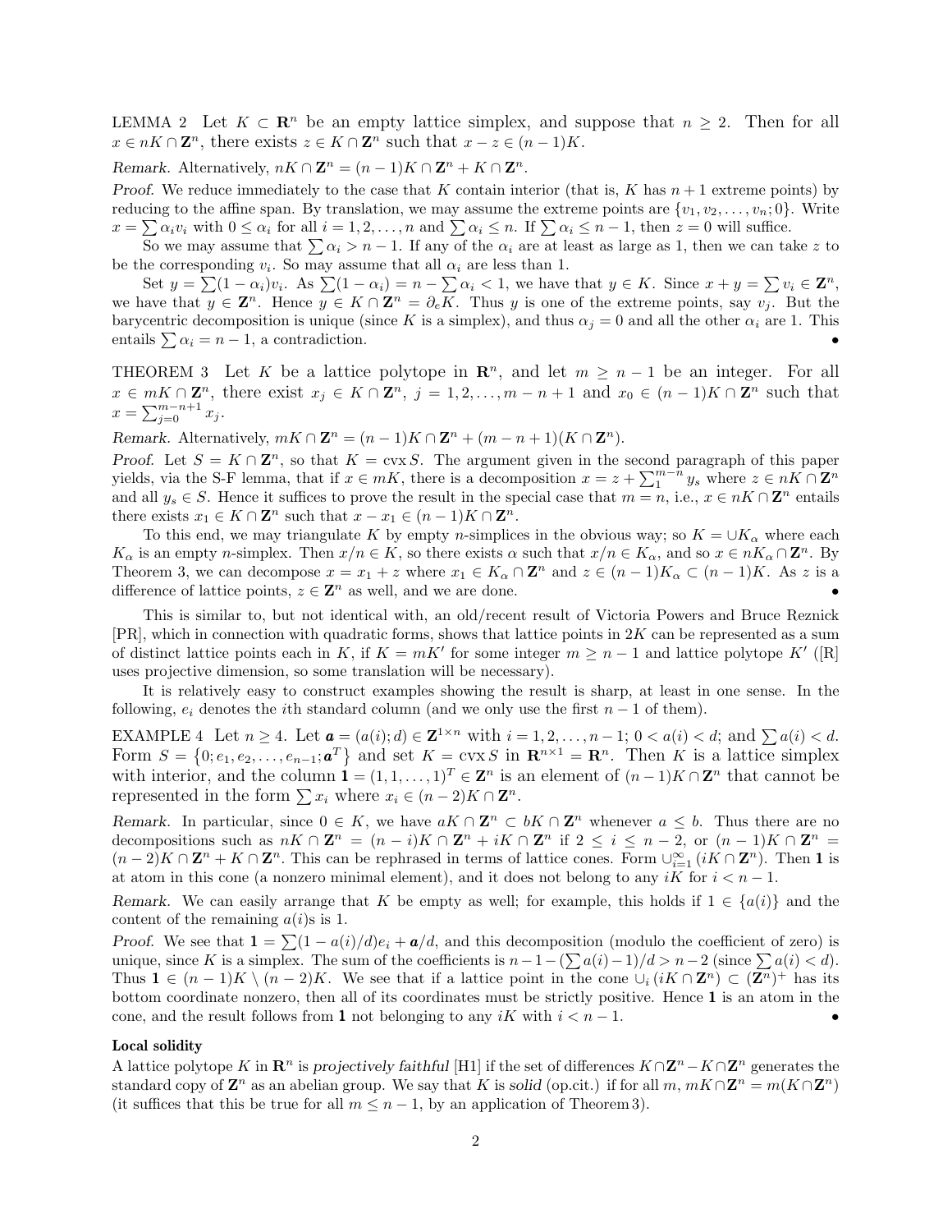LEMMA 2 Let $K \subset \mathbf{R}^n$ be an empty lattice simplex, and suppose that $n \geq 2$. Then for all $x \in nK \cap \mathbf{Z}^n$, there exists $z \in K \cap \mathbf{Z}^n$ such that $x - z \in (n-1)K$.

*Remark.* Alternatively, $nK \cap \mathbf{Z}^n = (n-1)K \cap \mathbf{Z}^n + K \cap \mathbf{Z}^n$.

*Proof.* We reduce immediately to the case that $K$ contain interior (that is, $K$ has $n+1$ extreme points) by reducing to the affine span. By translation, we may assume the extreme points are $\{v_1, v_2, \dots, v_n; 0\}$. Write $x = \sum \alpha_i v_i$ with $0 \leq \alpha_i$ for all $i = 1, 2, \dots, n$ and $\sum \alpha_i \leq n$. If $\sum \alpha_i \leq n-1$, then $z = 0$ will suffice.

So we may assume that $\sum \alpha_i > n-1$. If any of the $\alpha_i$ are at least as large as 1, then we can take $z$ to be the corresponding $v_i$. So may assume that all $\alpha_i$ are less than 1.

Set $y = \sum (1-\alpha_i) v_i$. As $\sum (1-\alpha_i) = n - \sum \alpha_i < 1$, we have that $y \in K$. Since $x + y = \sum v_i \in \mathbf{Z}^n$, we have that $y \in \mathbf{Z}^n$. Hence $y \in K \cap \mathbf{Z}^n = \partial_e K$. Thus $y$ is one of the extreme points, say $v_j$. But the barycentric decomposition is unique (since $K$ is a simplex), and thus $\alpha_j = 0$ and all the other $\alpha_i$ are 1. This entails $\sum \alpha_i = n-1$, a contradiction. •

THEOREM 3 Let $K$ be a lattice polytope in $\mathbf{R}^n$, and let $m \geq n-1$ be an integer. For all $x \in mK \cap \mathbf{Z}^n$, there exist $x_j \in K \cap \mathbf{Z}^n$, $j = 1, 2, \dots, m-n+1$ and $x_0 \in (n-1)K \cap \mathbf{Z}^n$ such that $x = \sum_{j=0}^{m-n+1} x_j$.

*Remark.* Alternatively, $mK \cap \mathbf{Z}^n = (n-1)K \cap \mathbf{Z}^n + (m-n+1)(K \cap \mathbf{Z}^n)$.

*Proof.* Let $S = K \cap \mathbf{Z}^n$, so that $K = \operatorname{cvx} S$. The argument given in the second paragraph of this paper yields, via the S-F lemma, that if $x \in mK$, there is a decomposition $x = z + \sum_1^{m-n} y_s$ where $z \in nK \cap \mathbf{Z}^n$ and all $y_s \in S$. Hence it suffices to prove the result in the special case that $m = n$, i.e., $x \in nK \cap \mathbf{Z}^n$ entails there exists $x_1 \in K \cap \mathbf{Z}^n$ such that $x - x_1 \in (n-1)K \cap \mathbf{Z}^n$.

To this end, we may triangulate $K$ by empty $n$-simplices in the obvious way; so $K = \cup K_\alpha$ where each $K_\alpha$ is an empty $n$-simplex. Then $x/n \in K$, so there exists $\alpha$ such that $x/n \in K_\alpha$, and so $x \in nK_\alpha \cap \mathbf{Z}^n$. By Theorem 3, we can decompose $x = x_1 + z$ where $x_1 \in K_\alpha \cap \mathbf{Z}^n$ and $z \in (n-1)K_\alpha \subset (n-1)K$. As $z$ is a difference of lattice points, $z \in \mathbf{Z}^n$ as well, and we are done. •

This is similar to, but not identical with, an old/recent result of Victoria Powers and Bruce Reznick [PR], which in connection with quadratic forms, shows that lattice points in $2K$ can be represented as a sum of distinct lattice points each in $K$, if $K = mK'$ for some integer $m \geq n-1$ and lattice polytope $K'$ ([R] uses projective dimension, so some translation will be necessary).

It is relatively easy to construct examples showing the result is sharp, at least in one sense. In the following, $e_i$ denotes the $i$th standard column (and we only use the first $n-1$ of them).

EXAMPLE 4 Let $n \geq 4$. Let $\boldsymbol{a} = (a(i); d) \in \mathbf{Z}^{1 \times n}$ with $i = 1, 2, \dots, n-1$; $0 < a(i) < d$; and $\sum a(i) < d$. Form $S = \{0; e_1, e_2, \dots, e_{n-1}; \boldsymbol{a}^T\}$ and set $K = \operatorname{cvx} S$ in $\mathbf{R}^{n \times 1} = \mathbf{R}^n$. Then $K$ is a lattice simplex with interior, and the column $\mathbf{1} = (1, 1, \dots, 1)^T \in \mathbf{Z}^n$ is an element of $(n-1)K \cap \mathbf{Z}^n$ that cannot be represented in the form $\sum x_i$ where $x_i \in (n-2)K \cap \mathbf{Z}^n$.

*Remark.* In particular, since $0 \in K$, we have $aK \cap \mathbf{Z}^n \subset bK \cap \mathbf{Z}^n$ whenever $a \leq b$. Thus there are no decompositions such as $nK \cap \mathbf{Z}^n = (n-i)K \cap \mathbf{Z}^n + iK \cap \mathbf{Z}^n$ if $2 \leq i \leq n-2$, or $(n-1)K \cap \mathbf{Z}^n = (n-2)K \cap \mathbf{Z}^n + K \cap \mathbf{Z}^n$. This can be rephrased in terms of lattice cones. Form $\cup_{i=1}^\infty (iK \cap \mathbf{Z}^n)$. Then $\mathbf{1}$ is at atom in this cone (a nonzero minimal element), and it does not belong to any $iK$ for $i < n-1$.

*Remark.* We can easily arrange that $K$ be empty as well; for example, this holds if $1 \in \{a(i)\}$ and the content of the remaining $a(i)$s is 1.

*Proof.* We see that $\mathbf{1} = \sum (1 - a(i)/d) e_i + \boldsymbol{a}/d$, and this decomposition (modulo the coefficient of zero) is unique, since $K$ is a simplex. The sum of the coefficients is $n - 1 - (\sum a(i) - 1)/d > n-2$ (since $\sum a(i) < d$). Thus $\mathbf{1} \in (n-1)K \setminus (n-2)K$. We see that if a lattice point in the cone $\cup_i (iK \cap \mathbf{Z}^n) \subset (\mathbf{Z}^n)^+$ has its bottom coordinate nonzero, then all of its coordinates must be strictly positive. Hence $\mathbf{1}$ is an atom in the cone, and the result follows from $\mathbf{1}$ not belonging to any $iK$ with $i < n-1$. •

**Local solidity**

A lattice polytope $K$ in $\mathbf{R}^n$ is *projectively faithful* [H1] if the set of differences $K \cap \mathbf{Z}^n - K \cap \mathbf{Z}^n$ generates the standard copy of $\mathbf{Z}^n$ as an abelian group. We say that $K$ is *solid* (op.cit.) if for all $m$, $mK \cap \mathbf{Z}^n = m(K \cap \mathbf{Z}^n)$ (it suffices that this be true for all $m \leq n-1$, by an application of Theorem 3).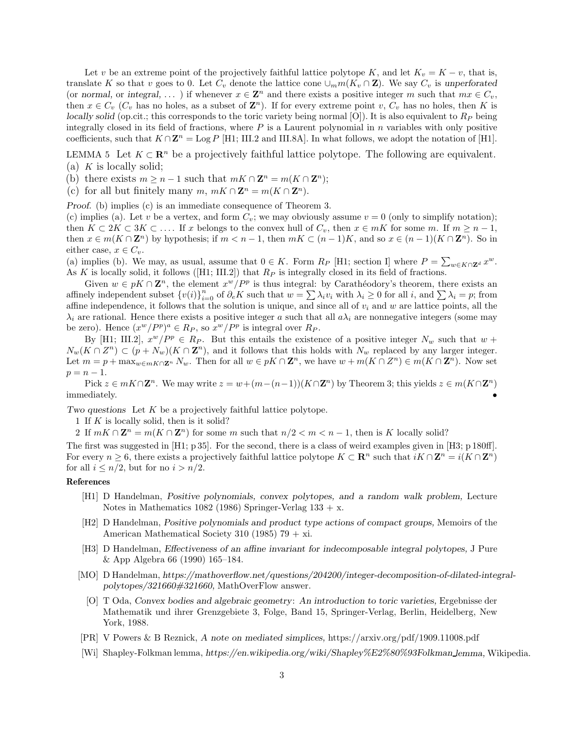Let $v$ be an extreme point of the projectively faithful lattice polytope $K$, and let $K_v = K - v$, that is, translate $K$ so that $v$ goes to 0. Let $C_v$ denote the lattice cone $\cup_m m(K_v \cap \mathbf{Z})$. We say $C_v$ is *unperforated* (or *normal*, or *integral*, ... ) if whenever $x \in \mathbf{Z}^n$ and there exists a positive integer $m$ such that $mx \in C_v$, then $x \in C_v$ ($C_v$ has no holes, as a subset of $\mathbf{Z}^n$). If for every extreme point $v$, $C_v$ has no holes, then $K$ is *locally solid* (op.cit.; this corresponds to the toric variety being normal [O]). It is also equivalent to $R_P$ being integrally closed in its field of fractions, where $P$ is a Laurent polynomial in $n$ variables with only positive coefficients, such that $K \cap \mathbf{Z}^n = \operatorname{Log} P$ [H1; III.2 and III.8A]. In what follows, we adopt the notation of [H1].

LEMMA 5 Let $K \subset \mathbf{R}^n$ be a projectively faithful lattice polytope. The following are equivalent.
(a) $K$ is locally solid;
(b) there exists $m \geq n-1$ such that $mK \cap \mathbf{Z}^n = m(K \cap \mathbf{Z}^n)$;
(c) for all but finitely many $m$, $mK \cap \mathbf{Z}^n = m(K \cap \mathbf{Z}^n)$.

*Proof.* (b) implies (c) is an immediate consequence of Theorem 3.
(c) implies (a). Let $v$ be a vertex, and form $C_v$; we may obviously assume $v = 0$ (only to simplify notation); then $K \subset 2K \subset 3K \subset \dots$. If $x$ belongs to the convex hull of $C_v$, then $x \in mK$ for some $m$. If $m \geq n-1$, then $x \in m(K \cap \mathbf{Z}^n)$ by hypothesis; if $m < n-1$, then $mK \subset (n-1)K$, and so $x \in (n-1)(K \cap \mathbf{Z}^n)$. So in either case, $x \in C_v$.
(a) implies (b). We may, as usual, assume that $0 \in K$. Form $R_P$ [H1; section I] where $P = \sum_{w \in K \cap \mathbf{Z}^d} x^w$. As $K$ is locally solid, it follows ([H1; III.2]) that $R_P$ is integrally closed in its field of fractions.

Given $w \in pK \cap \mathbf{Z}^n$, the element $x^w/P^p$ is thus integral: by Carathéodory's theorem, there exists an affinely independent subset $\{v(i)\}_{i=0}^n$ of $\partial_e K$ such that $w = \sum \lambda_i v_i$ with $\lambda_i \geq 0$ for all $i$, and $\sum \lambda_i = p$; from affine independence, it follows that the solution is unique, and since all of $v_i$ and $w$ are lattice points, all the $\lambda_i$ are rational. Hence there exists a positive integer $a$ such that all $a\lambda_i$ are nonnegative integers (some may be zero). Hence $(x^w/P^p)^a \in R_P$, so $x^w/P^p$ is integral over $R_P$.

By [H1; III.2], $x^w/P^p \in R_P$. But this entails the existence of a positive integer $N_w$ such that $w + N_w(K \cap Z^n) \subset (p + N_w)(K \cap \mathbf{Z}^n)$, and it follows that this holds with $N_w$ replaced by any larger integer. Let $m = p + \max_{w \in mK \cap \mathbf{Z}^n} N_w$. Then for all $w \in pK \cap \mathbf{Z}^n$, we have $w + m(K \cap Z^n) \in m(K \cap \mathbf{Z}^n)$. Now set $p = n-1$.

Pick $z \in mK \cap \mathbf{Z}^n$. We may write $z = w + (m-(n-1))(K \cap \mathbf{Z}^n)$ by Theorem 3; this yields $z \in m(K \cap \mathbf{Z}^n)$ immediately. •

*Two questions* Let $K$ be a projectively faithful lattice polytope.
1 If $K$ is locally solid, then is it solid?
2 If $mK \cap \mathbf{Z}^n = m(K \cap \mathbf{Z}^n)$ for some $m$ such that $n/2 < m < n-1$, then is $K$ locally solid?

The first was suggested in [H1; p 35]. For the second, there is a class of weird examples given in [H3; p 180ff]. For every $n \geq 6$, there exists a projectively faithful lattice polytope $K \subset \mathbf{R}^n$ such that $iK \cap \mathbf{Z}^n = i(K \cap \mathbf{Z}^n)$ for all $i \leq n/2$, but for no $i > n/2$.

**References**

[H1] D Handelman, *Positive polynomials, convex polytopes, and a random walk problem,* Lecture Notes in Mathematics 1082 (1986) Springer-Verlag 133 + x.

[H2] D Handelman, *Positive polynomials and product type actions of compact groups,* Memoirs of the American Mathematical Society 310 (1985) 79 + xi.

[H3] D Handelman, *Effectiveness of an affine invariant for indecomposable integral polytopes,* J Pure & App Algebra 66 (1990) 165–184.

[MO] D Handelman, *https://mathoverflow.net/questions/204200/integer-decomposition-of-dilated-integral-polytopes/321660#321660,* MathOverFlow answer.

[O] T Oda, *Convex bodies and algebraic geometry: An introduction to toric varieties,* Ergebnisse der Mathematik und ihrer Grenzgebiete 3, Folge, Band 15, Springer-Verlag, Berlin, Heidelberg, New York, 1988.

[PR] V Powers & B Reznick, *A note on mediated simplices,* https://arxiv.org/pdf/1909.11008.pdf

[Wi] Shapley-Folkman lemma, *https://en.wikipedia.org/wiki/Shapley%E2%80%93Folkman_lemma,* Wikipedia.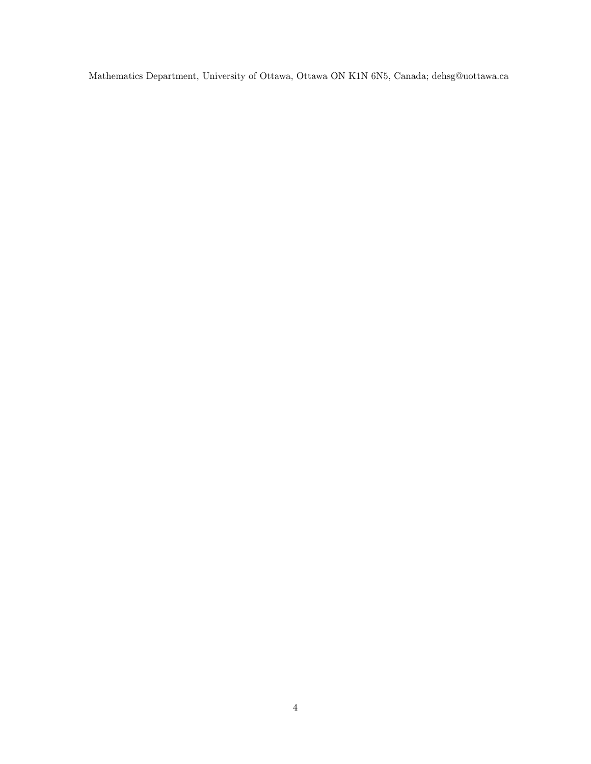Mathematics Department, University of Ottawa, Ottawa ON K1N 6N5, Canada; dehsg@uottawa.ca